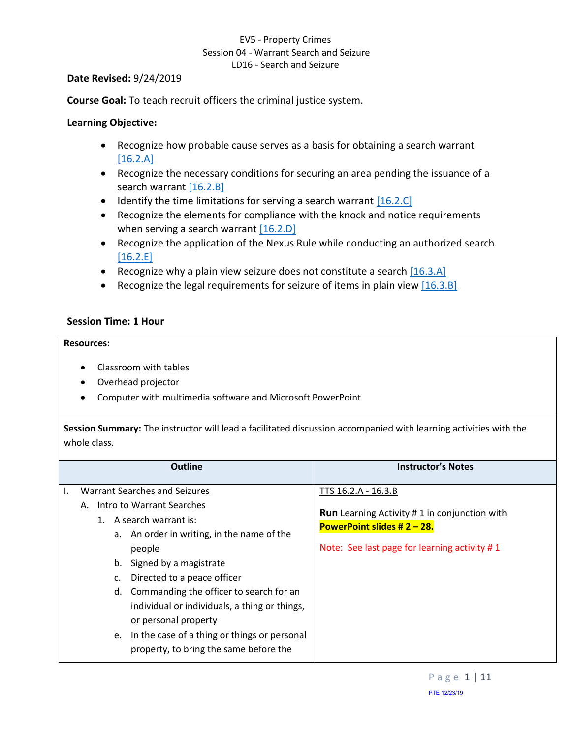EV5 - Property Crimes
Session 04 - Warrant Search and Seizure
LD16 - Search and Seizure

**Date Revised:** 9/24/2019

**Course Goal:** To teach recruit officers the criminal justice system.

**Learning Objective:**

- Recognize how probable cause serves as a basis for obtaining a search warrant [16.2.A]
- Recognize the necessary conditions for securing an area pending the issuance of a search warrant [16.2.B]
- Identify the time limitations for serving a search warrant [16.2.C]
- Recognize the elements for compliance with the knock and notice requirements when serving a search warrant [16.2.D]
- Recognize the application of the Nexus Rule while conducting an authorized search [16.2.E]
- Recognize why a plain view seizure does not constitute a search [16.3.A]
- Recognize the legal requirements for seizure of items in plain view [16.3.B]

**Session Time: 1 Hour**

**Resources:**

- Classroom with tables
- Overhead projector
- Computer with multimedia software and Microsoft PowerPoint

**Session Summary:** The instructor will lead a facilitated discussion accompanied with learning activities with the whole class.

| Outline | Instructor's Notes |
|---|---|
| I. Warrant Searches and Seizures<br>A. Intro to Warrant Searches<br>1. A search warrant is:<br>a. An order in writing, in the name of the people<br>b. Signed by a magistrate<br>c. Directed to a peace officer<br>d. Commanding the officer to search for an individual or individuals, a thing or things, or personal property<br>e. In the case of a thing or things or personal property, to bring the same before the | TTS 16.2.A - 16.3.B<br><br>**Run** Learning Activity # 1 in conjunction with **PowerPoint slides # 2 – 28.**<br><br>Note: See last page for learning activity # 1 |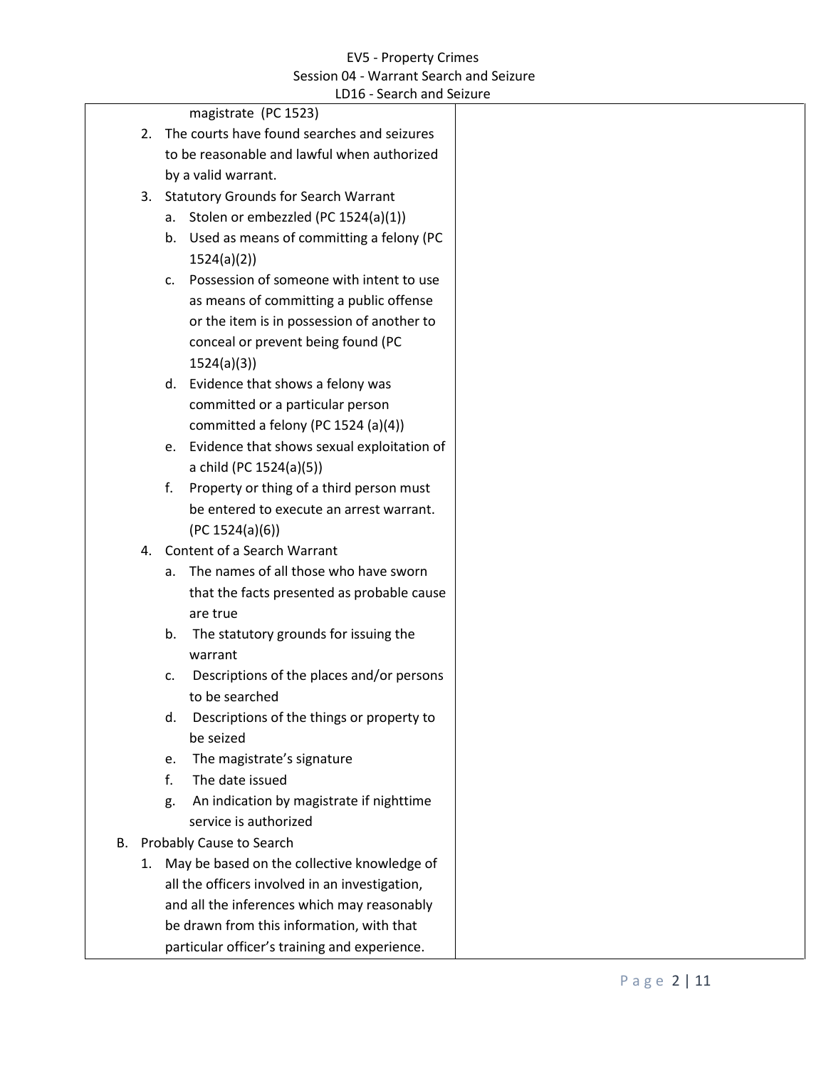magistrate (PC 1523)

2. The courts have found searches and seizures to be reasonable and lawful when authorized by a valid warrant.
3. Statutory Grounds for Search Warrant
   a. Stolen or embezzled (PC 1524(a)(1))
   b. Used as means of committing a felony (PC 1524(a)(2))
   c. Possession of someone with intent to use as means of committing a public offense or the item is in possession of another to conceal or prevent being found (PC 1524(a)(3))
   d. Evidence that shows a felony was committed or a particular person committed a felony (PC 1524 (a)(4))
   e. Evidence that shows sexual exploitation of a child (PC 1524(a)(5))
   f. Property or thing of a third person must be entered to execute an arrest warrant. (PC 1524(a)(6))
4. Content of a Search Warrant
   a. The names of all those who have sworn that the facts presented as probable cause are true
   b. The statutory grounds for issuing the warrant
   c. Descriptions of the places and/or persons to be searched
   d. Descriptions of the things or property to be seized
   e. The magistrate's signature
   f. The date issued
   g. An indication by magistrate if nighttime service is authorized

B. Probably Cause to Search

1. May be based on the collective knowledge of all the officers involved in an investigation, and all the inferences which may reasonably be drawn from this information, with that particular officer's training and experience.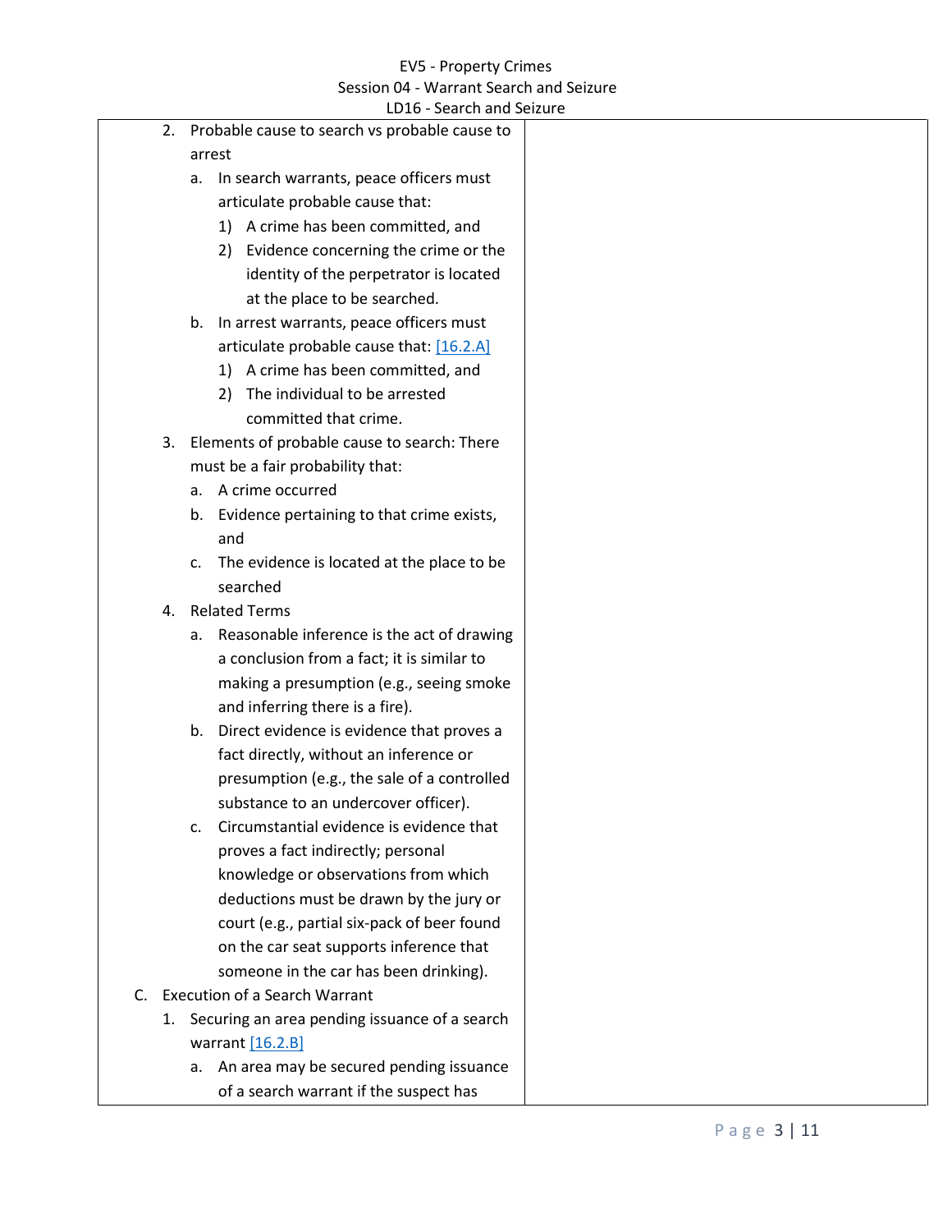2. Probable cause to search vs probable cause to arrest
   a. In search warrants, peace officers must articulate probable cause that:
      1) A crime has been committed, and
      2) Evidence concerning the crime or the identity of the perpetrator is located at the place to be searched.
   b. In arrest warrants, peace officers must articulate probable cause that: [16.2.A]
      1) A crime has been committed, and
      2) The individual to be arrested committed that crime.
3. Elements of probable cause to search: There must be a fair probability that:
   a. A crime occurred
   b. Evidence pertaining to that crime exists, and
   c. The evidence is located at the place to be searched
4. Related Terms
   a. Reasonable inference is the act of drawing a conclusion from a fact; it is similar to making a presumption (e.g., seeing smoke and inferring there is a fire).
   b. Direct evidence is evidence that proves a fact directly, without an inference or presumption (e.g., the sale of a controlled substance to an undercover officer).
   c. Circumstantial evidence is evidence that proves a fact indirectly; personal knowledge or observations from which deductions must be drawn by the jury or court (e.g., partial six-pack of beer found on the car seat supports inference that someone in the car has been drinking).

C. Execution of a Search Warrant

1. Securing an area pending issuance of a search warrant [16.2.B]
   a. An area may be secured pending issuance of a search warrant if the suspect has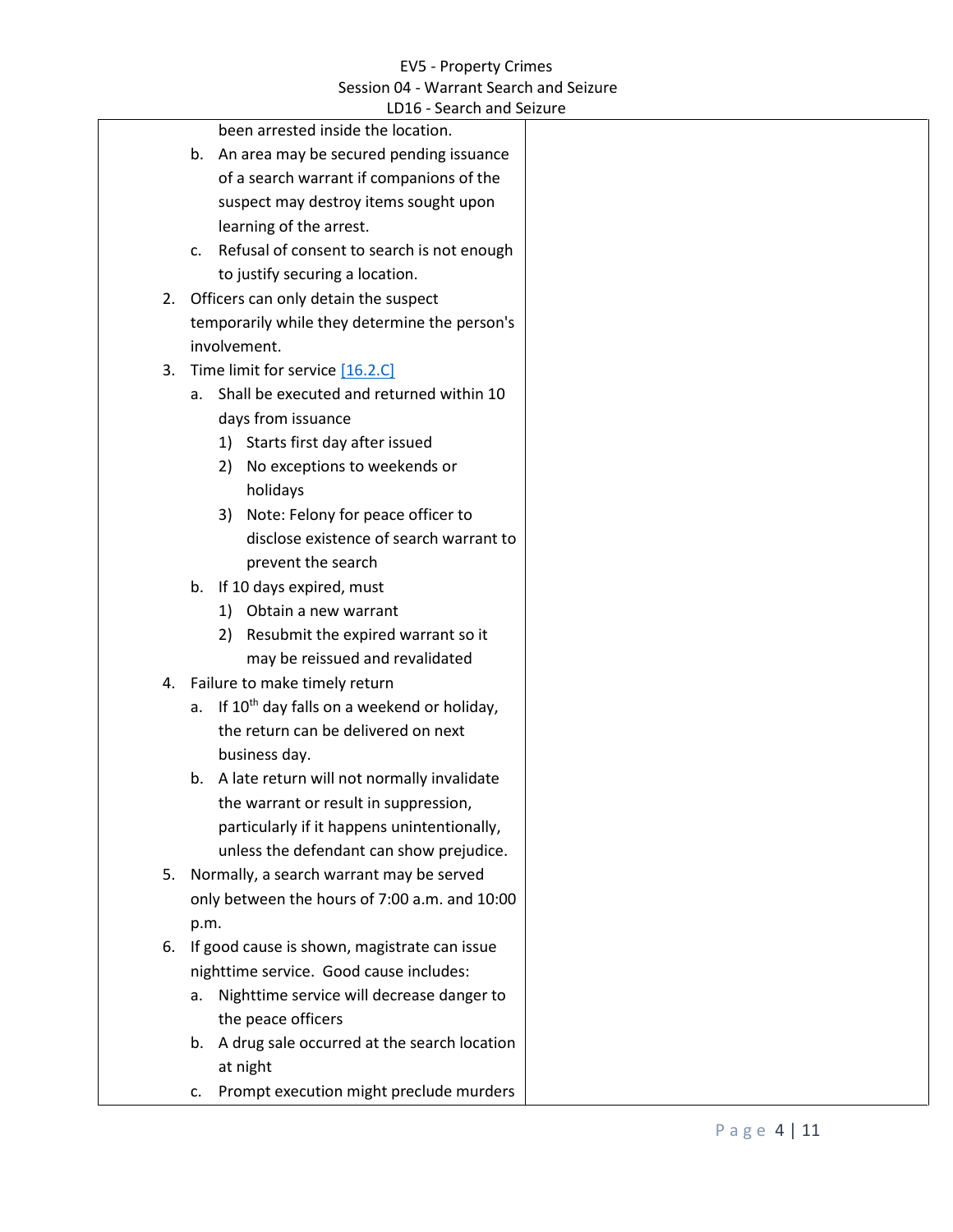been arrested inside the location.

   b. An area may be secured pending issuance of a search warrant if companions of the suspect may destroy items sought upon learning of the arrest.
   c. Refusal of consent to search is not enough to justify securing a location.

2. Officers can only detain the suspect temporarily while they determine the person's involvement.
3. Time limit for service [16.2.C]
   a. Shall be executed and returned within 10 days from issuance
      1) Starts first day after issued
      2) No exceptions to weekends or holidays
      3) Note: Felony for peace officer to disclose existence of search warrant to prevent the search
   b. If 10 days expired, must
      1) Obtain a new warrant
      2) Resubmit the expired warrant so it may be reissued and revalidated
4. Failure to make timely return
   a. If 10th day falls on a weekend or holiday, the return can be delivered on next business day.
   b. A late return will not normally invalidate the warrant or result in suppression, particularly if it happens unintentionally, unless the defendant can show prejudice.
5. Normally, a search warrant may be served only between the hours of 7:00 a.m. and 10:00 p.m.
6. If good cause is shown, magistrate can issue nighttime service. Good cause includes:
   a. Nighttime service will decrease danger to the peace officers
   b. A drug sale occurred at the search location at night
   c. Prompt execution might preclude murders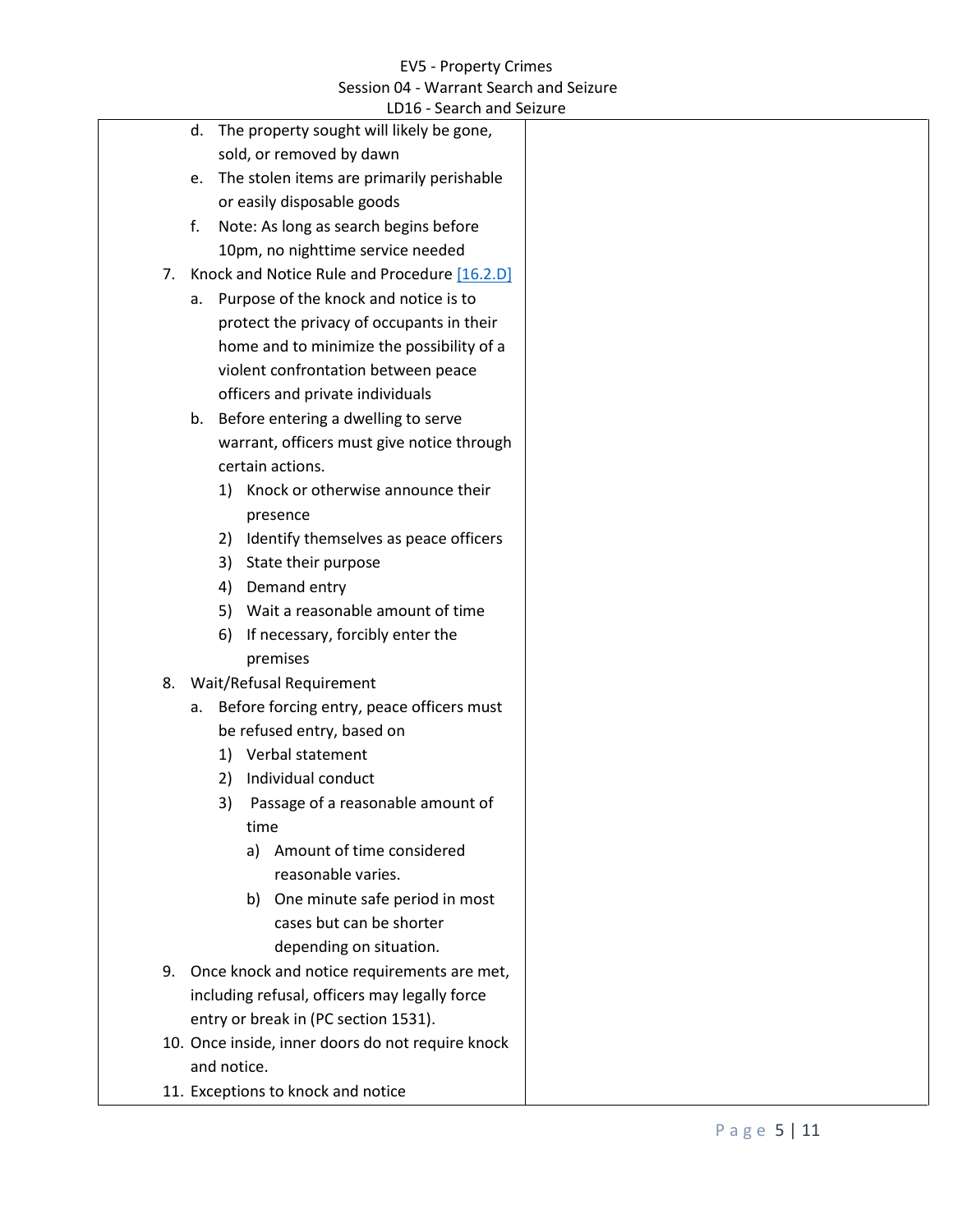- d. The property sought will likely be gone, sold, or removed by dawn
- e. The stolen items are primarily perishable or easily disposable goods
- f. Note: As long as search begins before 10pm, no nighttime service needed

7. Knock and Notice Rule and Procedure [16.2.D]
   - a. Purpose of the knock and notice is to protect the privacy of occupants in their home and to minimize the possibility of a violent confrontation between peace officers and private individuals
   - b. Before entering a dwelling to serve warrant, officers must give notice through certain actions.
     1) Knock or otherwise announce their presence
     2) Identify themselves as peace officers
     3) State their purpose
     4) Demand entry
     5) Wait a reasonable amount of time
     6) If necessary, forcibly enter the premises
8. Wait/Refusal Requirement
   - a. Before forcing entry, peace officers must be refused entry, based on
     1) Verbal statement
     2) Individual conduct
     3) Passage of a reasonable amount of time
        - a) Amount of time considered reasonable varies.
        - b) One minute safe period in most cases but can be shorter depending on situation.
9. Once knock and notice requirements are met, including refusal, officers may legally force entry or break in (PC section 1531).
10. Once inside, inner doors do not require knock and notice.
11. Exceptions to knock and notice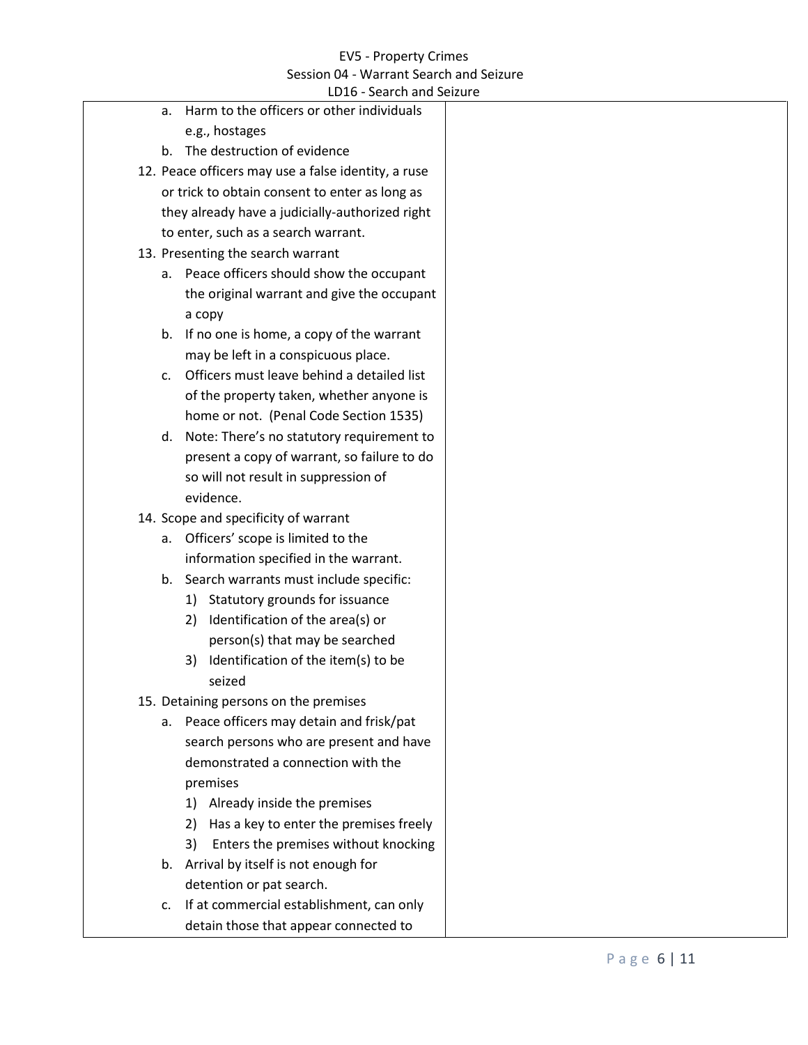a. Harm to the officers or other individuals e.g., hostages
   b. The destruction of evidence

12. Peace officers may use a false identity, a ruse or trick to obtain consent to enter as long as they already have a judicially-authorized right to enter, such as a search warrant.
13. Presenting the search warrant
   a. Peace officers should show the occupant the original warrant and give the occupant a copy
   b. If no one is home, a copy of the warrant may be left in a conspicuous place.
   c. Officers must leave behind a detailed list of the property taken, whether anyone is home or not. (Penal Code Section 1535)
   d. Note: There's no statutory requirement to present a copy of warrant, so failure to do so will not result in suppression of evidence.
14. Scope and specificity of warrant
   a. Officers' scope is limited to the information specified in the warrant.
   b. Search warrants must include specific:
      1) Statutory grounds for issuance
      2) Identification of the area(s) or person(s) that may be searched
      3) Identification of the item(s) to be seized
15. Detaining persons on the premises
   a. Peace officers may detain and frisk/pat search persons who are present and have demonstrated a connection with the premises
      1) Already inside the premises
      2) Has a key to enter the premises freely
      3) Enters the premises without knocking
   b. Arrival by itself is not enough for detention or pat search.
   c. If at commercial establishment, can only detain those that appear connected to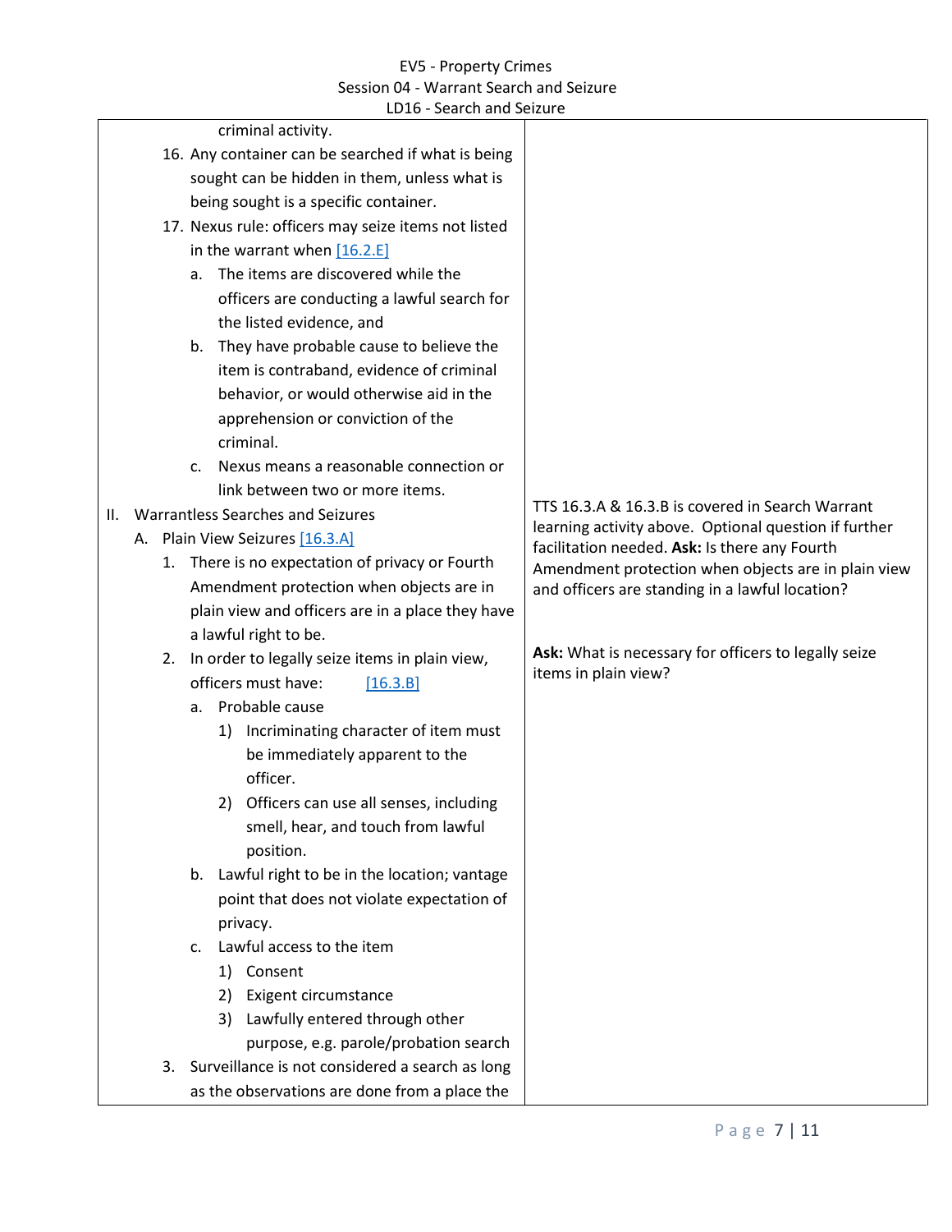| | |
|---|---|
| criminal activity.<br>16. Any container can be searched if what is being sought can be hidden in them, unless what is being sought is a specific container.<br>17. Nexus rule: officers may seize items not listed in the warrant when [16.2.E]<br>a. The items are discovered while the officers are conducting a lawful search for the listed evidence, and<br>b. They have probable cause to believe the item is contraband, evidence of criminal behavior, or would otherwise aid in the apprehension or conviction of the criminal.<br>c. Nexus means a reasonable connection or link between two or more items. | |
| II. Warrantless Searches and Seizures<br>A. Plain View Seizures [16.3.A]<br>1. There is no expectation of privacy or Fourth Amendment protection when objects are in plain view and officers are in a place they have a lawful right to be. | TTS 16.3.A & 16.3.B is covered in Search Warrant learning activity above. Optional question if further facilitation needed. **Ask:** Is there any Fourth Amendment protection when objects are in plain view and officers are standing in a lawful location? |
| 2. In order to legally seize items in plain view, officers must have: [16.3.B]<br>a. Probable cause<br>1) Incriminating character of item must be immediately apparent to the officer.<br>2) Officers can use all senses, including smell, hear, and touch from lawful position.<br>b. Lawful right to be in the location; vantage point that does not violate expectation of privacy.<br>c. Lawful access to the item<br>1) Consent<br>2) Exigent circumstance<br>3) Lawfully entered through other purpose, e.g. parole/probation search<br>3. Surveillance is not considered a search as long as the observations are done from a place the | **Ask:** What is necessary for officers to legally seize items in plain view? |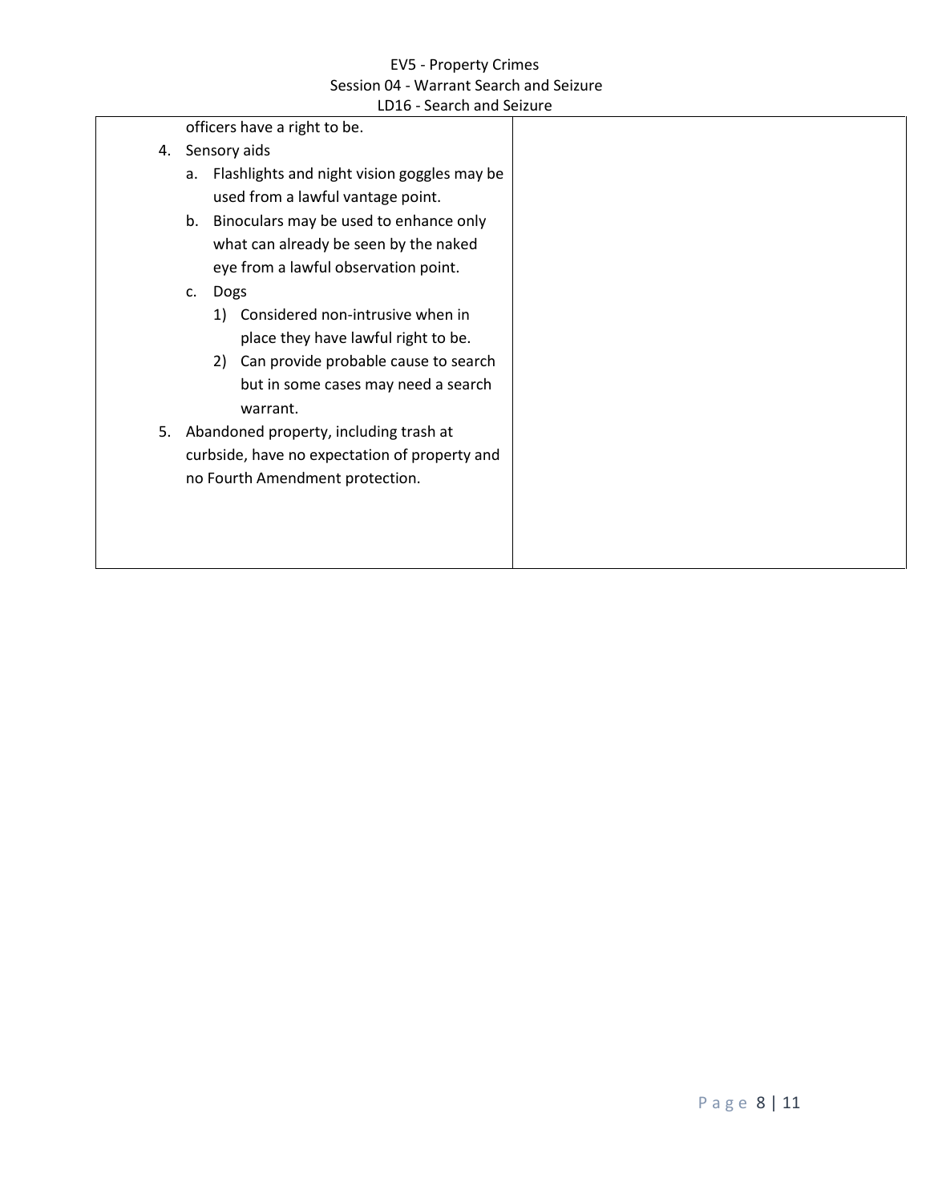officers have a right to be.

4. Sensory aids
   a. Flashlights and night vision goggles may be used from a lawful vantage point.
   b. Binoculars may be used to enhance only what can already be seen by the naked eye from a lawful observation point.
   c. Dogs
      1) Considered non-intrusive when in place they have lawful right to be.
      2) Can provide probable cause to search but in some cases may need a search warrant.
5. Abandoned property, including trash at curbside, have no expectation of property and no Fourth Amendment protection.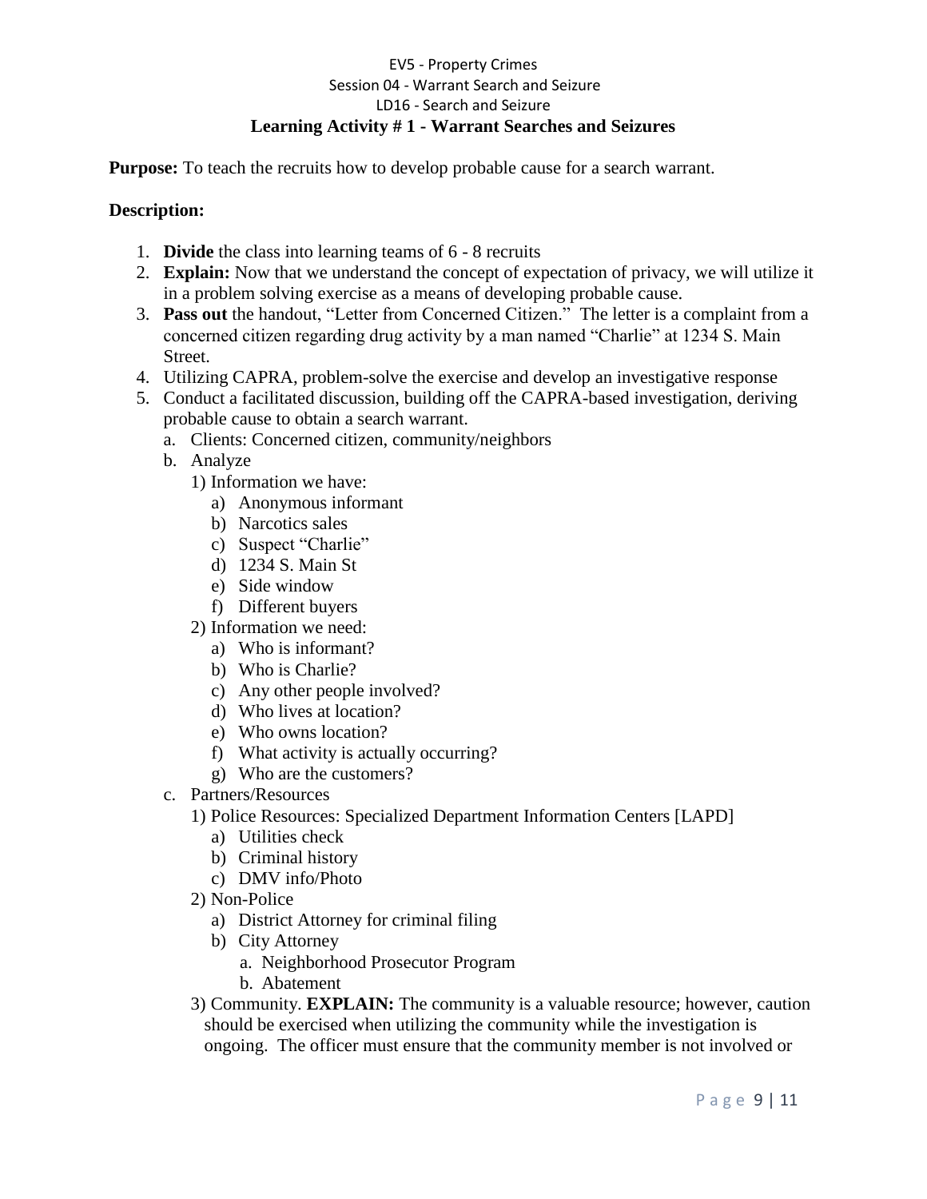EV5 - Property Crimes

Session 04 - Warrant Search and Seizure

LD16 - Search and Seizure

## Learning Activity # 1 - Warrant Searches and Seizures

**Purpose:** To teach the recruits how to develop probable cause for a search warrant.

**Description:**

1. **Divide** the class into learning teams of 6 - 8 recruits
2. **Explain:** Now that we understand the concept of expectation of privacy, we will utilize it in a problem solving exercise as a means of developing probable cause.
3. **Pass out** the handout, "Letter from Concerned Citizen." The letter is a complaint from a concerned citizen regarding drug activity by a man named "Charlie" at 1234 S. Main Street.
4. Utilizing CAPRA, problem-solve the exercise and develop an investigative response
5. Conduct a facilitated discussion, building off the CAPRA-based investigation, deriving probable cause to obtain a search warrant.
   a. Clients: Concerned citizen, community/neighbors
   b. Analyze
      1) Information we have:
         a) Anonymous informant
         b) Narcotics sales
         c) Suspect "Charlie"
         d) 1234 S. Main St
         e) Side window
         f) Different buyers
      2) Information we need:
         a) Who is informant?
         b) Who is Charlie?
         c) Any other people involved?
         d) Who lives at location?
         e) Who owns location?
         f) What activity is actually occurring?
         g) Who are the customers?
   c. Partners/Resources
      1) Police Resources: Specialized Department Information Centers [LAPD]
         a) Utilities check
         b) Criminal history
         c) DMV info/Photo
      2) Non-Police
         a) District Attorney for criminal filing
         b) City Attorney
            a. Neighborhood Prosecutor Program
            b. Abatement
      3) Community. **EXPLAIN:** The community is a valuable resource; however, caution should be exercised when utilizing the community while the investigation is ongoing. The officer must ensure that the community member is not involved or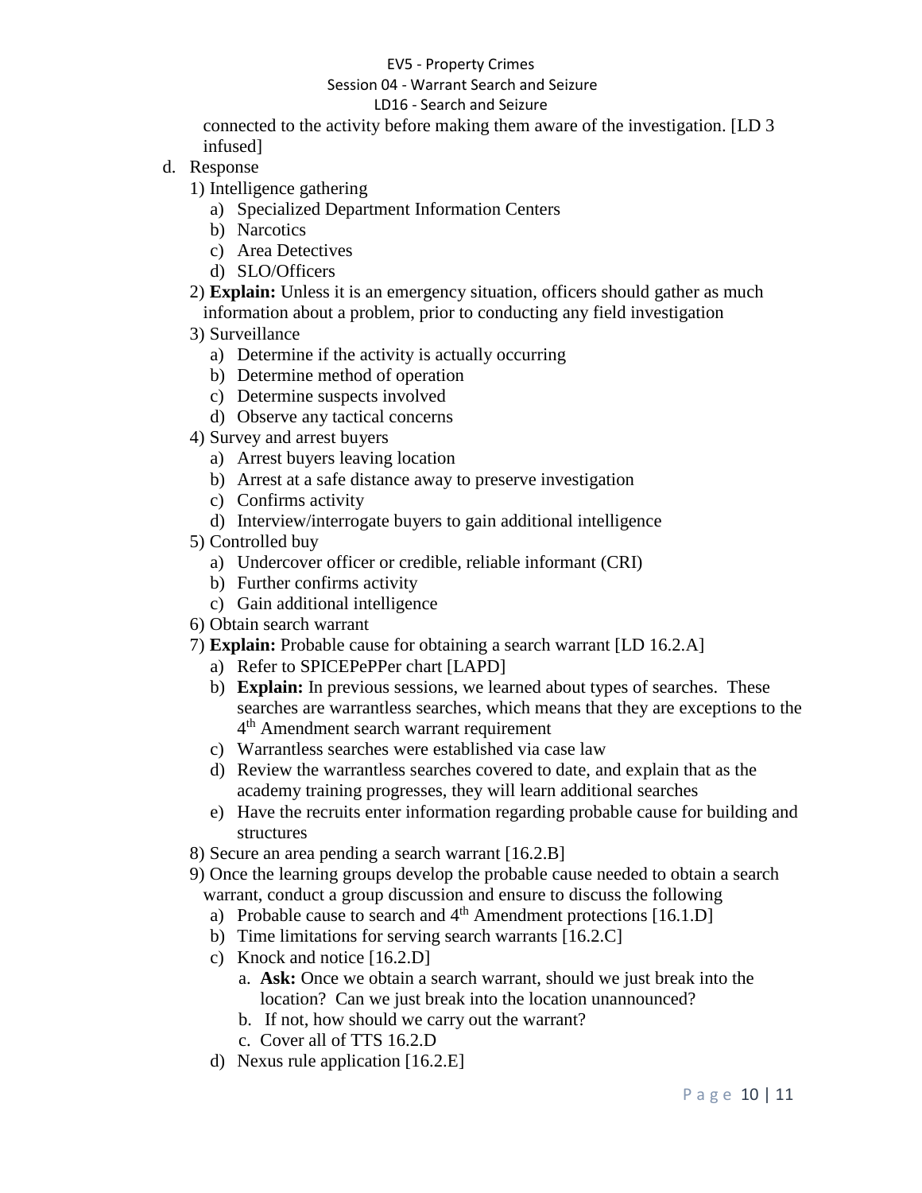connected to the activity before making them aware of the investigation. [LD 3 infused]

d. Response
   1) Intelligence gathering
      a) Specialized Department Information Centers
      b) Narcotics
      c) Area Detectives
      d) SLO/Officers
   2) **Explain:** Unless it is an emergency situation, officers should gather as much information about a problem, prior to conducting any field investigation
   3) Surveillance
      a) Determine if the activity is actually occurring
      b) Determine method of operation
      c) Determine suspects involved
      d) Observe any tactical concerns
   4) Survey and arrest buyers
      a) Arrest buyers leaving location
      b) Arrest at a safe distance away to preserve investigation
      c) Confirms activity
      d) Interview/interrogate buyers to gain additional intelligence
   5) Controlled buy
      a) Undercover officer or credible, reliable informant (CRI)
      b) Further confirms activity
      c) Gain additional intelligence
   6) Obtain search warrant
   7) **Explain:** Probable cause for obtaining a search warrant [LD 16.2.A]
      a) Refer to SPICEPePPer chart [LAPD]
      b) **Explain:** In previous sessions, we learned about types of searches. These searches are warrantless searches, which means that they are exceptions to the 4th Amendment search warrant requirement
      c) Warrantless searches were established via case law
      d) Review the warrantless searches covered to date, and explain that as the academy training progresses, they will learn additional searches
      e) Have the recruits enter information regarding probable cause for building and structures
   8) Secure an area pending a search warrant [16.2.B]
   9) Once the learning groups develop the probable cause needed to obtain a search warrant, conduct a group discussion and ensure to discuss the following
      a) Probable cause to search and 4th Amendment protections [16.1.D]
      b) Time limitations for serving search warrants [16.2.C]
      c) Knock and notice [16.2.D]
         a. **Ask:** Once we obtain a search warrant, should we just break into the location? Can we just break into the location unannounced?
         b. If not, how should we carry out the warrant?
         c. Cover all of TTS 16.2.D
      d) Nexus rule application [16.2.E]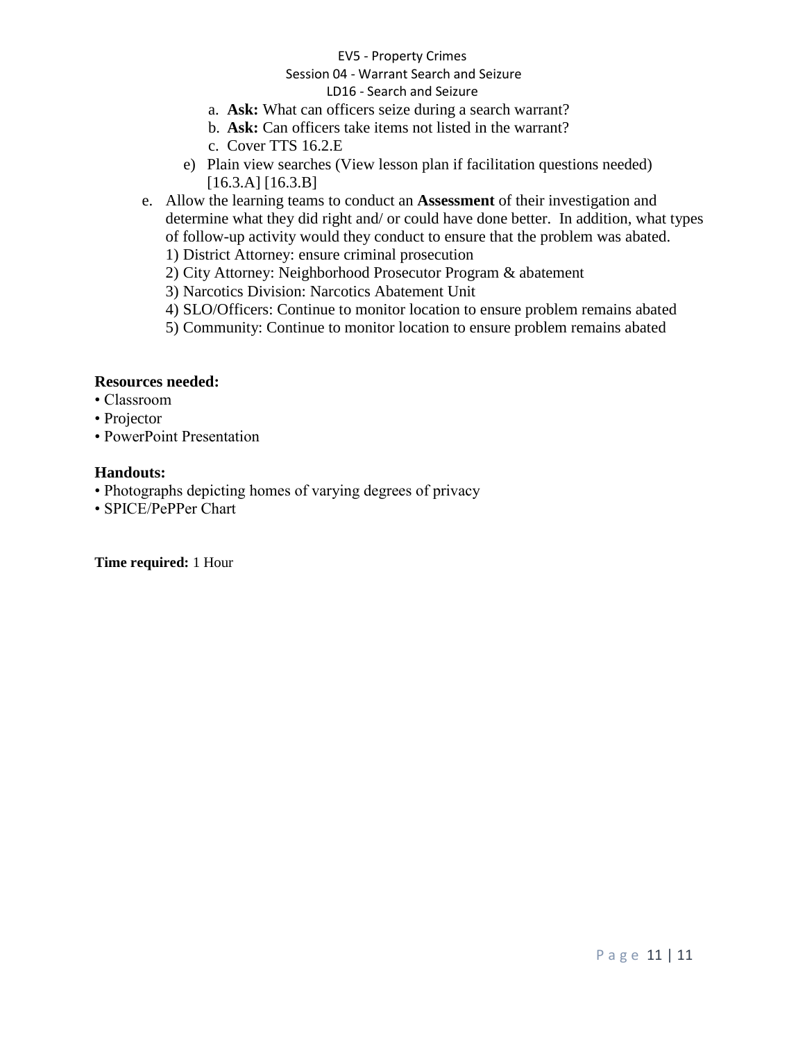a. **Ask:** What can officers seize during a search warrant?
b. **Ask:** Can officers take items not listed in the warrant?
c. Cover TTS 16.2.E

e) Plain view searches (View lesson plan if facilitation questions needed) [16.3.A] [16.3.B]

e. Allow the learning teams to conduct an **Assessment** of their investigation and determine what they did right and/ or could have done better. In addition, what types of follow-up activity would they conduct to ensure that the problem was abated.
   1) District Attorney: ensure criminal prosecution
   2) City Attorney: Neighborhood Prosecutor Program & abatement
   3) Narcotics Division: Narcotics Abatement Unit
   4) SLO/Officers: Continue to monitor location to ensure problem remains abated
   5) Community: Continue to monitor location to ensure problem remains abated

**Resources needed:**
- Classroom
- Projector
- PowerPoint Presentation

**Handouts:**
- Photographs depicting homes of varying degrees of privacy
- SPICE/PePPer Chart

**Time required:** 1 Hour